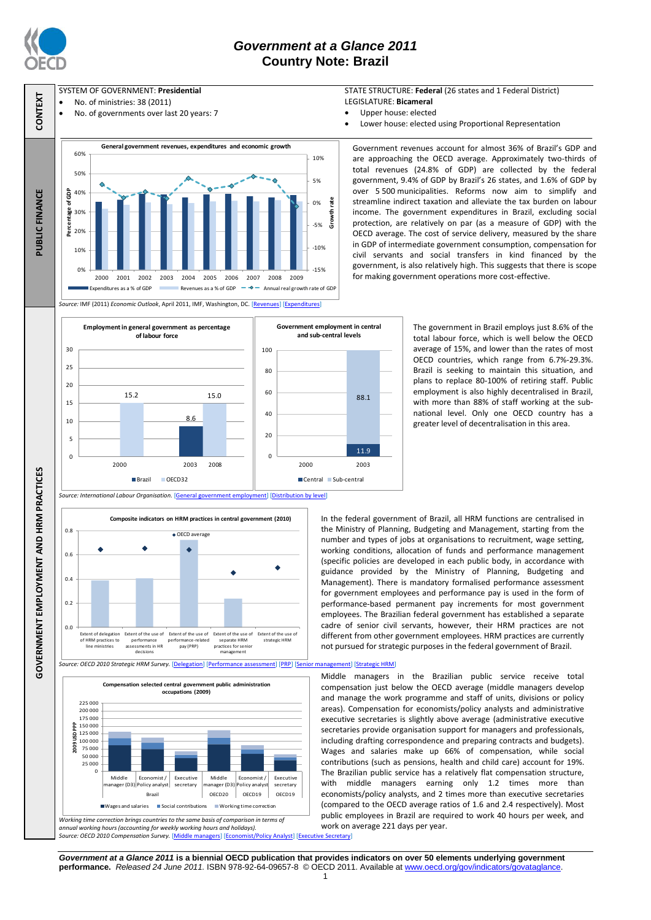# Government at a Glance 2011
## Country Note: Brazil

**CONTEXT**

SYSTEM OF GOVERNMENT: **Presidential**

- No. of ministries: 38 (2011)
- No. of governments over last 20 years: 7

STATE STRUCTURE: **Federal** (26 states and 1 Federal District)

LEGISLATURE: **Bicameral**

- Upper house: elected
- Lower house: elected using Proportional Representation

**PUBLIC FINANCE**

**General government revenues, expenditures and economic growth**

Source: IMF (2011) *Economic Outlook*, April 2011, IMF, Washington, DC. [Revenues] [Expenditures]

Government revenues account for almost 36% of Brazil's GDP and are approaching the OECD average. Approximately two-thirds of total revenues (24.8% of GDP) are collected by the federal government, 9.4% of GDP by Brazil's 26 states, and 1.6% of GDP by over 5 500 municipalities. Reforms now aim to simplify and streamline indirect taxation and alleviate the tax burden on labour income. The government expenditures in Brazil, excluding social protection, are relatively on par (as a measure of GDP) with the OECD average. The cost of service delivery, measured by the share in GDP of intermediate government consumption, compensation for civil servants and social transfers in kind financed by the government, is also relatively high. This suggests that there is scope for making government operations more cost-effective.

**GOVERNMENT EMPLOYMENT AND HRM PRACTICES**

**Employment in general government as percentage of labour force**

| | Brazil | OECD32 |
|---|---|---|
| 2000 | | 15.2 |
| 2003 | 8.6 | |
| 2008 | | 15.0 |

**Government employment in central and sub-central levels**

| | Central | Sub-central |
|---|---|---|
| 2000 | | |
| 2003 | 11.9 | 88.1 |

Source: *International Labour Organisation*. [General government employment] [Distribution by level]

The government in Brazil employs just 8.6% of the total labour force, which is well below the OECD average of 15%, and lower than the rates of most OECD countries, which range from 6.7%-29.3%. Brazil is seeking to maintain this situation, and plans to replace 80-100% of retiring staff. Public employment is also highly decentralised in Brazil, with more than 88% of staff working at the sub-national level. Only one OECD country has a greater level of decentralisation in this area.

**Composite indicators on HRM practices in central government (2010)**

Source: *OECD 2010 Strategic HRM Survey*. [Delegation] [Performance assessment] [PRP] [Senior management] [Strategic HRM]

In the federal government of Brazil, all HRM functions are centralised in the Ministry of Planning, Budgeting and Management, starting from the number and types of jobs at organisations to recruitment, wage setting, working conditions, allocation of funds and performance management (specific policies are developed in each public body, in accordance with guidance provided by the Ministry of Planning, Budgeting and Management). There is mandatory formalised performance assessment for government employees and performance pay is used in the form of performance-based permanent pay increments for most government employees. The Brazilian federal government has established a separate cadre of senior civil servants, however, their HRM practices are not different from other government employees. HRM practices are currently not pursued for strategic purposes in the federal government of Brazil.

**Compensation selected central government public administration occupations (2009)**

*Working time correction brings countries to the same basis of comparison in terms of annual working hours (accounting for weekly working hours and holidays).*

Source: *OECD 2010 Compensation Survey*. [Middle managers] [Economist/Policy Analyst] [Executive Secretary]

Middle managers in the Brazilian public service receive total compensation just below the OECD average (middle managers develop and manage the work programme and staff of units, divisions or policy areas). Compensation for economists/policy analysts and administrative executive secretaries is slightly above average (administrative executive secretaries provide organisation support for managers and professionals, including drafting correspondence and preparing contracts and budgets). Wages and salaries make up 66% of compensation, while social contributions (such as pensions, health and child care) account for 19%. The Brazilian public service has a relatively flat compensation structure, with middle managers earning only 1.2 times more than economists/policy analysts, and 2 times more than executive secretaries (compared to the OECD average ratios of 1.6 and 2.4 respectively). Most public employees in Brazil are required to work 40 hours per week, and work on average 221 days per year.

***Government at a Glance 2011*** **is a biennial OECD publication that provides indicators on over 50 elements underlying government performance.** *Released 24 June 2011.* ISBN 978-92-64-09657-8 © OECD 2011. Available at www.oecd.org/gov/indicators/govataglance.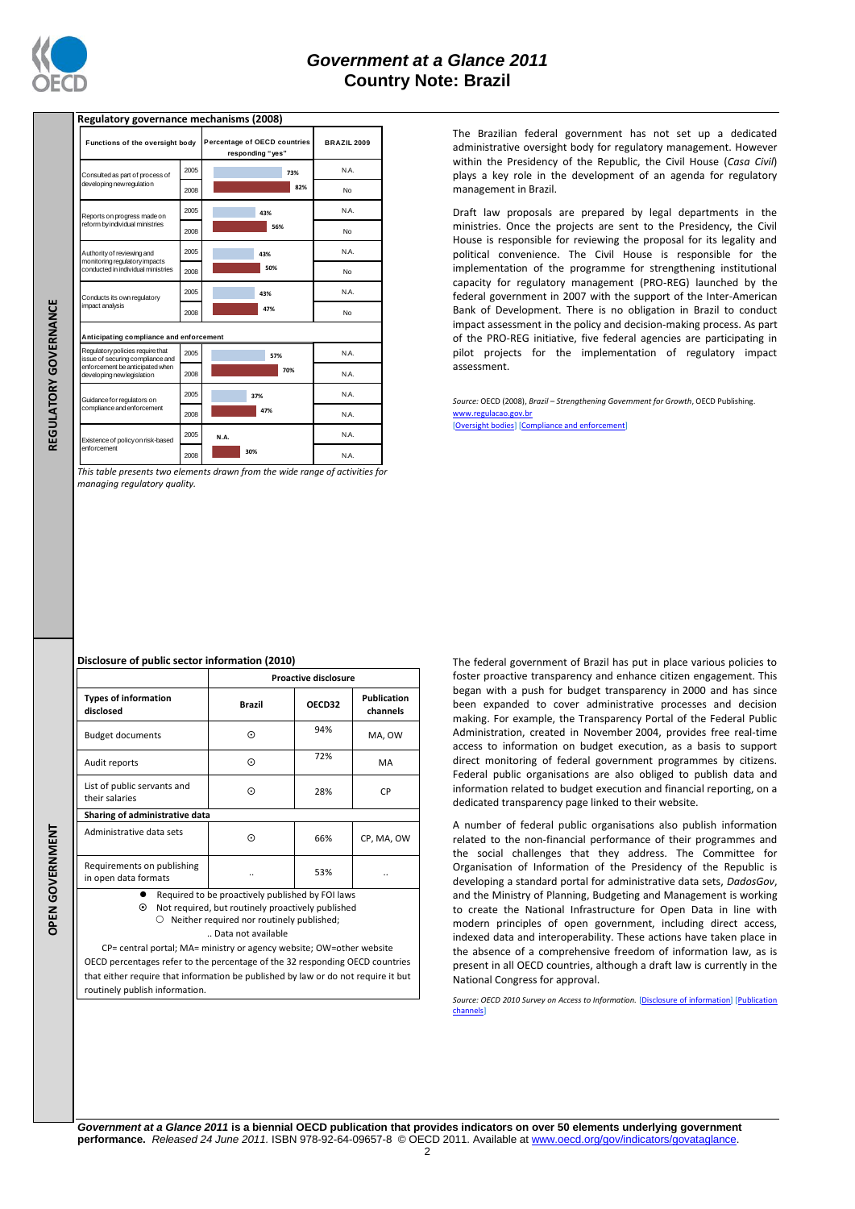# REGULATORY GOVERNANCE

## Regulatory governance mechanisms (2008)

| Functions of the oversight body | | Percentage of OECD countries responding "yes" | BRAZIL 2009 |
|---|---|---|---|
| Consulted as part of process of developing new regulation | 2005 | 73% | N.A. |
| | 2008 | 82% | No |
| Reports on progress made on reform by individual ministries | 2005 | 43% | N.A. |
| | 2008 | 56% | No |
| Authority of reviewing and monitoring regulatory impacts conducted in individual ministries | 2005 | 43% | N.A. |
| | 2008 | 50% | No |
| Conducts its own regulatory impact analysis | 2005 | 43% | N.A. |
| | 2008 | 47% | No |
| **Anticipating compliance and enforcement** | | | |
| Regulatory policies require that issue of securing compliance and enforcement be anticipated when developing new legislation | 2005 | 57% | N.A. |
| | 2008 | 70% | N.A. |
| Guidance for regulators on compliance and enforcement | 2005 | 37% | N.A. |
| | 2008 | 47% | N.A. |
| Existence of policy on risk-based enforcement | 2005 | N.A. | N.A. |
| | 2008 | 30% | N.A. |

*This table presents two elements drawn from the wide range of activities for managing regulatory quality.*

The Brazilian federal government has not set up a dedicated administrative oversight body for regulatory management. However within the Presidency of the Republic, the Civil House (*Casa Civil*) plays a key role in the development of an agenda for regulatory management in Brazil.

Draft law proposals are prepared by legal departments in the ministries. Once the projects are sent to the Presidency, the Civil House is responsible for reviewing the proposal for its legality and political convenience. The Civil House is responsible for the implementation of the programme for strengthening institutional capacity for regulatory management (PRO-REG) launched by the federal government in 2007 with the support of the Inter-American Bank of Development. There is no obligation in Brazil to conduct impact assessment in the policy and decision-making process. As part of the PRO-REG initiative, five federal agencies are participating in pilot projects for the implementation of regulatory impact assessment.

*Source:* OECD (2008), *Brazil – Strengthening Government for Growth*, OECD Publishing.
www.regulacao.gov.br
[Oversight bodies] [Compliance and enforcement]

# OPEN GOVERNMENT

## Disclosure of public sector information (2010)

| Types of information disclosed | Proactive disclosure: Brazil | OECD32 | Publication channels |
|---|---|---|---|
| Budget documents | ⊙ | 94% | MA, OW |
| Audit reports | ⊙ | 72% | MA |
| List of public servants and their salaries | ⊙ | 28% | CP |
| **Sharing of administrative data** | | | |
| Administrative data sets | ⊙ | 66% | CP, MA, OW |
| Requirements on publishing in open data formats | .. | 53% | .. |

● Required to be proactively published by FOI laws
⊙ Not required, but routinely proactively published
○ Neither required nor routinely published;
.. Data not available

CP= central portal; MA= ministry or agency website; OW=other website

OECD percentages refer to the percentage of the 32 responding OECD countries that either require that information be published by law or do not require it but routinely publish information.

The federal government of Brazil has put in place various policies to foster proactive transparency and enhance citizen engagement. This began with a push for budget transparency in 2000 and has since been expanded to cover administrative processes and decision making. For example, the Transparency Portal of the Federal Public Administration, created in November 2004, provides free real-time access to information on budget execution, as a basis to support direct monitoring of federal government programmes by citizens. Federal public organisations are also obliged to publish data and information related to budget execution and financial reporting, on a dedicated transparency page linked to their website.

A number of federal public organisations also publish information related to the non-financial performance of their programmes and the social challenges that they address. The Committee for Organisation of Information of the Presidency of the Republic is developing a standard portal for administrative data sets, *DadosGov*, and the Ministry of Planning, Budgeting and Management is working to create the National Infrastructure for Open Data in line with modern principles of open government, including direct access, indexed data and interoperability. These actions have taken place in the absence of a comprehensive freedom of information law, as is present in all OECD countries, although a draft law is currently in the National Congress for approval.

*Source: OECD 2010 Survey on Access to Information.* [Disclosure of information] [Publication channels]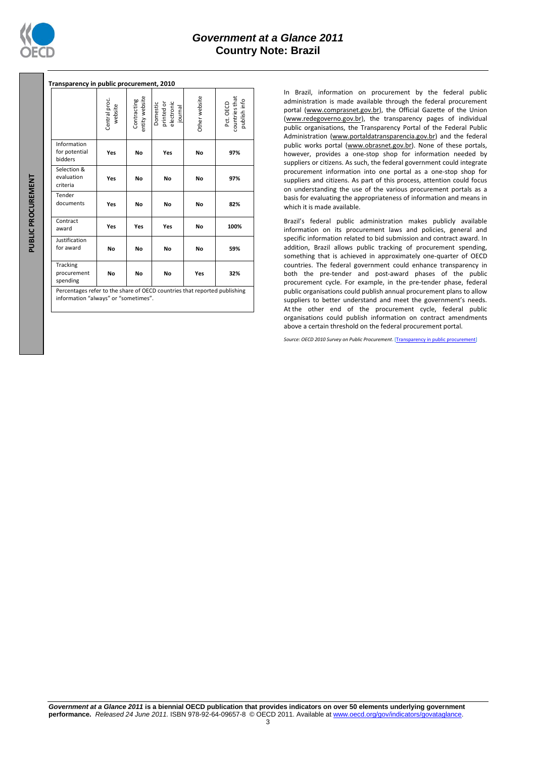**PUBLIC PROCUREMENT**

### Transparency in public procurement, 2010

| | Central proc. website | Contracting entity website | Domestic printed or electronic journal | Other website | Pct. OECD countries that publish info |
|---|---|---|---|---|---|
| Information for potential bidders | **Yes** | **No** | **Yes** | **No** | **97%** |
| Selection & evaluation criteria | **Yes** | **No** | **No** | **No** | **97%** |
| Tender documents | **Yes** | **No** | **No** | **No** | **82%** |
| Contract award | **Yes** | **Yes** | **Yes** | **No** | **100%** |
| Justification for award | **No** | **No** | **No** | **No** | **59%** |
| Tracking procurement spending | **No** | **No** | **No** | **Yes** | **32%** |

Percentages refer to the share of OECD countries that reported publishing information "always" or "sometimes".

In Brazil, information on procurement by the federal public administration is made available through the federal procurement portal (www.comprasnet.gov.br), the Official Gazette of the Union (www.redegoverno.gov.br), the transparency pages of individual public organisations, the Transparency Portal of the Federal Public Administration (www.portaldatransparencia.gov.br) and the federal public works portal (www.obrasnet.gov.br). None of these portals, however, provides a one-stop shop for information needed by suppliers or citizens. As such, the federal government could integrate procurement information into one portal as a one-stop shop for suppliers and citizens. As part of this process, attention could focus on understanding the use of the various procurement portals as a basis for evaluating the appropriateness of information and means in which it is made available.

Brazil's federal public administration makes publicly available information on its procurement laws and policies, general and specific information related to bid submission and contract award. In addition, Brazil allows public tracking of procurement spending, something that is achieved in approximately one-quarter of OECD countries. The federal government could enhance transparency in both the pre-tender and post-award phases of the public procurement cycle. For example, in the pre-tender phase, federal public organisations could publish annual procurement plans to allow suppliers to better understand and meet the government's needs. At the other end of the procurement cycle, federal public organisations could publish information on contract amendments above a certain threshold on the federal procurement portal.

*Source: OECD 2010 Survey on Public Procurement*. [Transparency in public procurement]

***Government at a Glance 2011*** **is a biennial OECD publication that provides indicators on over 50 elements underlying government performance.** *Released 24 June 2011.* ISBN 978-92-64-09657-8 © OECD 2011. Available at www.oecd.org/gov/indicators/govataglance.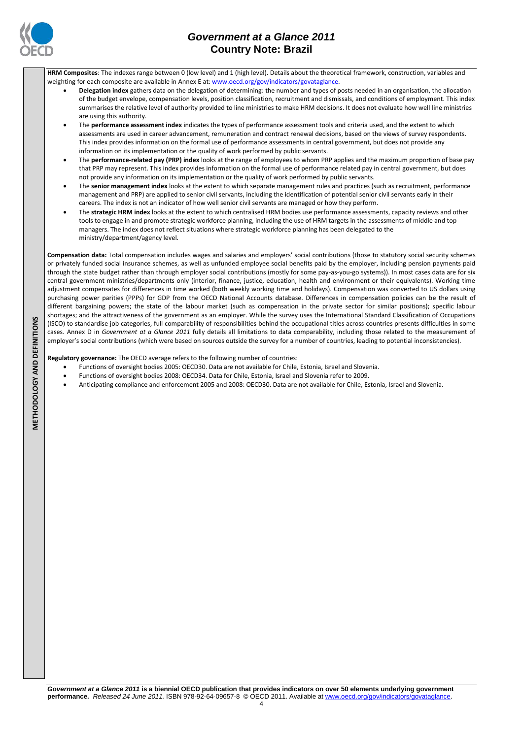**HRM Composites**: The indexes range between 0 (low level) and 1 (high level). Details about the theoretical framework, construction, variables and weighting for each composite are available in Annex E at: www.oecd.org/gov/indicators/govataglance.

- **Delegation index** gathers data on the delegation of determining: the number and types of posts needed in an organisation, the allocation of the budget envelope, compensation levels, position classification, recruitment and dismissals, and conditions of employment. This index summarises the relative level of authority provided to line ministries to make HRM decisions. It does not evaluate how well line ministries are using this authority.
- The **performance assessment index** indicates the types of performance assessment tools and criteria used, and the extent to which assessments are used in career advancement, remuneration and contract renewal decisions, based on the views of survey respondents. This index provides information on the formal use of performance assessments in central government, but does not provide any information on its implementation or the quality of work performed by public servants.
- The **performance-related pay (PRP) index** looks at the range of employees to whom PRP applies and the maximum proportion of base pay that PRP may represent. This index provides information on the formal use of performance related pay in central government, but does not provide any information on its implementation or the quality of work performed by public servants.
- The **senior management index** looks at the extent to which separate management rules and practices (such as recruitment, performance management and PRP) are applied to senior civil servants, including the identification of potential senior civil servants early in their careers. The index is not an indicator of how well senior civil servants are managed or how they perform.
- The **strategic HRM index** looks at the extent to which centralised HRM bodies use performance assessments, capacity reviews and other tools to engage in and promote strategic workforce planning, including the use of HRM targets in the assessments of middle and top managers. The index does not reflect situations where strategic workforce planning has been delegated to the ministry/department/agency level.

**Compensation data:** Total compensation includes wages and salaries and employers' social contributions (those to statutory social security schemes or privately funded social insurance schemes, as well as unfunded employee social benefits paid by the employer, including pension payments paid through the state budget rather than through employer social contributions (mostly for some pay-as-you-go systems)). In most cases data are for six central government ministries/departments only (interior, finance, justice, education, health and environment or their equivalents). Working time adjustment compensates for differences in time worked (both weekly working time and holidays). Compensation was converted to US dollars using purchasing power parities (PPPs) for GDP from the OECD National Accounts database. Differences in compensation policies can be the result of different bargaining powers; the state of the labour market (such as compensation in the private sector for similar positions); specific labour shortages; and the attractiveness of the government as an employer. While the survey uses the International Standard Classification of Occupations (ISCO) to standardise job categories, full comparability of responsibilities behind the occupational titles across countries presents difficulties in some cases. Annex D in *Government at a Glance 2011* fully details all limitations to data comparability, including those related to the measurement of employer's social contributions (which were based on sources outside the survey for a number of countries, leading to potential inconsistencies).

**Regulatory governance:** The OECD average refers to the following number of countries:

- Functions of oversight bodies 2005: OECD30. Data are not available for Chile, Estonia, Israel and Slovenia.
- Functions of oversight bodies 2008: OECD34. Data for Chile, Estonia, Israel and Slovenia refer to 2009.
- Anticipating compliance and enforcement 2005 and 2008: OECD30. Data are not available for Chile, Estonia, Israel and Slovenia.